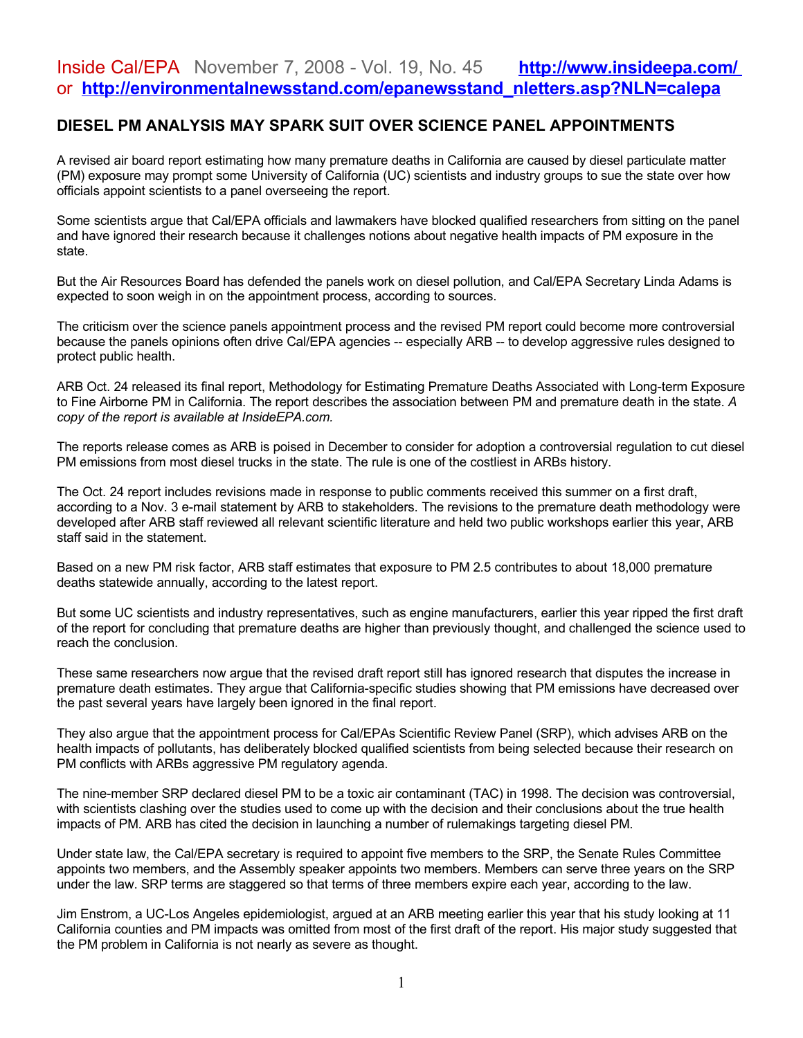Inside Cal/EPA November 7, 2008 - Vol. 19, No. 45 **http://www.insideepa.com/** or **http://environmentalnewsstand.com/epanewsstand_nletters.asp?NLN=calepa**

## DIESEL PM ANALYSIS MAY SPARK SUIT OVER SCIENCE PANEL APPOINTMENTS

A revised air board report estimating how many premature deaths in California are caused by diesel particulate matter (PM) exposure may prompt some University of California (UC) scientists and industry groups to sue the state over how officials appoint scientists to a panel overseeing the report.

Some scientists argue that Cal/EPA officials and lawmakers have blocked qualified researchers from sitting on the panel and have ignored their research because it challenges notions about negative health impacts of PM exposure in the state.

But the Air Resources Board has defended the panels work on diesel pollution, and Cal/EPA Secretary Linda Adams is expected to soon weigh in on the appointment process, according to sources.

The criticism over the science panels appointment process and the revised PM report could become more controversial because the panels opinions often drive Cal/EPA agencies -- especially ARB -- to develop aggressive rules designed to protect public health.

ARB Oct. 24 released its final report, Methodology for Estimating Premature Deaths Associated with Long-term Exposure to Fine Airborne PM in California. The report describes the association between PM and premature death in the state. *A copy of the report is available at InsideEPA.com.*

The reports release comes as ARB is poised in December to consider for adoption a controversial regulation to cut diesel PM emissions from most diesel trucks in the state. The rule is one of the costliest in ARBs history.

The Oct. 24 report includes revisions made in response to public comments received this summer on a first draft, according to a Nov. 3 e-mail statement by ARB to stakeholders. The revisions to the premature death methodology were developed after ARB staff reviewed all relevant scientific literature and held two public workshops earlier this year, ARB staff said in the statement.

Based on a new PM risk factor, ARB staff estimates that exposure to PM 2.5 contributes to about 18,000 premature deaths statewide annually, according to the latest report.

But some UC scientists and industry representatives, such as engine manufacturers, earlier this year ripped the first draft of the report for concluding that premature deaths are higher than previously thought, and challenged the science used to reach the conclusion.

These same researchers now argue that the revised draft report still has ignored research that disputes the increase in premature death estimates. They argue that California-specific studies showing that PM emissions have decreased over the past several years have largely been ignored in the final report.

They also argue that the appointment process for Cal/EPAs Scientific Review Panel (SRP), which advises ARB on the health impacts of pollutants, has deliberately blocked qualified scientists from being selected because their research on PM conflicts with ARBs aggressive PM regulatory agenda.

The nine-member SRP declared diesel PM to be a toxic air contaminant (TAC) in 1998. The decision was controversial, with scientists clashing over the studies used to come up with the decision and their conclusions about the true health impacts of PM. ARB has cited the decision in launching a number of rulemakings targeting diesel PM.

Under state law, the Cal/EPA secretary is required to appoint five members to the SRP, the Senate Rules Committee appoints two members, and the Assembly speaker appoints two members. Members can serve three years on the SRP under the law. SRP terms are staggered so that terms of three members expire each year, according to the law.

Jim Enstrom, a UC-Los Angeles epidemiologist, argued at an ARB meeting earlier this year that his study looking at 11 California counties and PM impacts was omitted from most of the first draft of the report. His major study suggested that the PM problem in California is not nearly as severe as thought.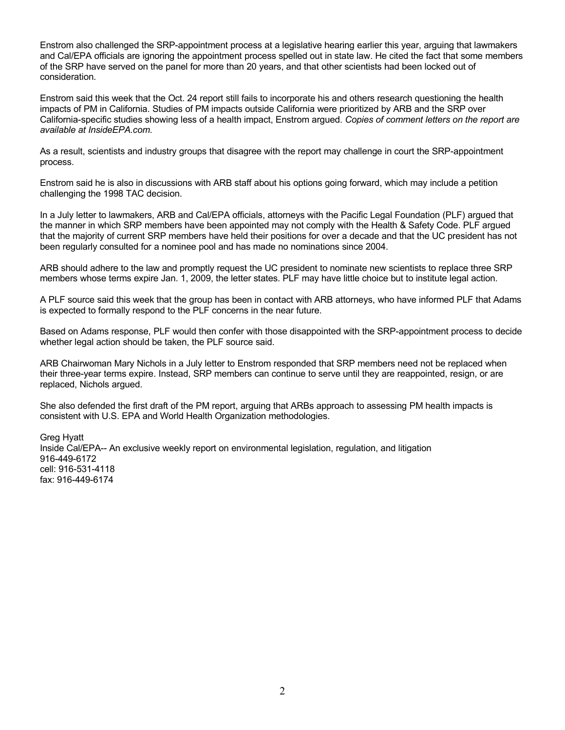Enstrom also challenged the SRP-appointment process at a legislative hearing earlier this year, arguing that lawmakers and Cal/EPA officials are ignoring the appointment process spelled out in state law. He cited the fact that some members of the SRP have served on the panel for more than 20 years, and that other scientists had been locked out of consideration.

Enstrom said this week that the Oct. 24 report still fails to incorporate his and others research questioning the health impacts of PM in California. Studies of PM impacts outside California were prioritized by ARB and the SRP over California-specific studies showing less of a health impact, Enstrom argued. *Copies of comment letters on the report are available at InsideEPA.com.*

As a result, scientists and industry groups that disagree with the report may challenge in court the SRP-appointment process.

Enstrom said he is also in discussions with ARB staff about his options going forward, which may include a petition challenging the 1998 TAC decision.

In a July letter to lawmakers, ARB and Cal/EPA officials, attorneys with the Pacific Legal Foundation (PLF) argued that the manner in which SRP members have been appointed may not comply with the Health & Safety Code. PLF argued that the majority of current SRP members have held their positions for over a decade and that the UC president has not been regularly consulted for a nominee pool and has made no nominations since 2004.

ARB should adhere to the law and promptly request the UC president to nominate new scientists to replace three SRP members whose terms expire Jan. 1, 2009, the letter states. PLF may have little choice but to institute legal action.

A PLF source said this week that the group has been in contact with ARB attorneys, who have informed PLF that Adams is expected to formally respond to the PLF concerns in the near future.

Based on Adams response, PLF would then confer with those disappointed with the SRP-appointment process to decide whether legal action should be taken, the PLF source said.

ARB Chairwoman Mary Nichols in a July letter to Enstrom responded that SRP members need not be replaced when their three-year terms expire. Instead, SRP members can continue to serve until they are reappointed, resign, or are replaced, Nichols argued.

She also defended the first draft of the PM report, arguing that ARBs approach to assessing PM health impacts is consistent with U.S. EPA and World Health Organization methodologies.

Greg Hyatt
Inside Cal/EPA-- An exclusive weekly report on environmental legislation, regulation, and litigation
916-449-6172
cell: 916-531-4118
fax: 916-449-6174